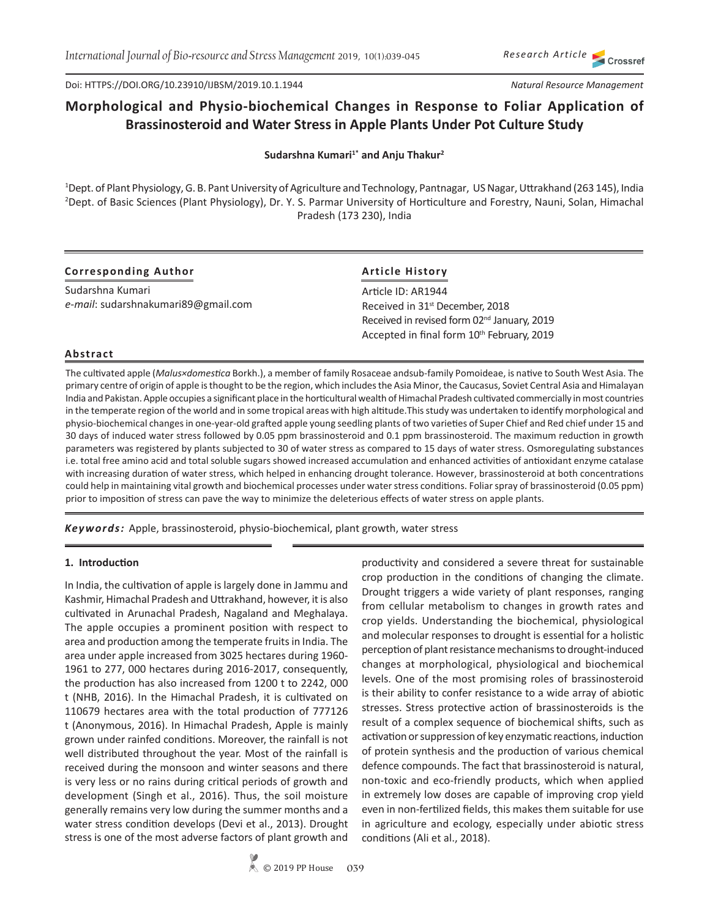Doi: HTTPS://DOI.ORG/10.23910/IJBSM/2019.10.1.1944

*Research Article*

*Natural Resource Management*

# Morphological and Physio-biochemical Changes in Response to Foliar Application of Brassinosteroid and Water Stress in Apple Plants Under Pot Culture Study

**Sudarshna Kumari[1*] and Anju Thakur[2]**

[1]Dept. of Plant Physiology, G. B. Pant University of Agriculture and Technology, Pantnagar, US Nagar, Uttrakhand (263 145), India
[2]Dept. of Basic Sciences (Plant Physiology), Dr. Y. S. Parmar University of Horticulture and Forestry, Nauni, Solan, Himachal Pradesh (173 230), India

**Corresponding Author**

Sudarshna Kumari
*e-mail*: sudarshnakumari89@gmail.com

**Article History**

Article ID: AR1944
Received in 31st December, 2018
Received in revised form 02nd January, 2019
Accepted in final form 10th February, 2019

## Abstract

The cultivated apple (*Malus×domestica* Borkh.), a member of family Rosaceae andsub-family Pomoideae, is native to South West Asia. The primary centre of origin of apple is thought to be the region, which includes the Asia Minor, the Caucasus, Soviet Central Asia and Himalayan India and Pakistan. Apple occupies a significant place in the horticultural wealth of Himachal Pradesh cultivated commercially in most countries in the temperate region of the world and in some tropical areas with high altitude.This study was undertaken to identify morphological and physio-biochemical changes in one-year-old grafted apple young seedling plants of two varieties of Super Chief and Red chief under 15 and 30 days of induced water stress followed by 0.05 ppm brassinosteroid and 0.1 ppm brassinosteroid. The maximum reduction in growth parameters was registered by plants subjected to 30 of water stress as compared to 15 days of water stress. Osmoregulating substances i.e. total free amino acid and total soluble sugars showed increased accumulation and enhanced activities of antioxidant enzyme catalase with increasing duration of water stress, which helped in enhancing drought tolerance. However, brassinosteroid at both concentrations could help in maintaining vital growth and biochemical processes under water stress conditions. Foliar spray of brassinosteroid (0.05 ppm) prior to imposition of stress can pave the way to minimize the deleterious effects of water stress on apple plants.

***Keywords:*** Apple, brassinosteroid, physio-biochemical, plant growth, water stress

## 1. Introduction

In India, the cultivation of apple is largely done in Jammu and Kashmir, Himachal Pradesh and Uttrakhand, however, it is also cultivated in Arunachal Pradesh, Nagaland and Meghalaya. The apple occupies a prominent position with respect to area and production among the temperate fruits in India. The area under apple increased from 3025 hectares during 1960-1961 to 277, 000 hectares during 2016-2017, consequently, the production has also increased from 1200 t to 2242, 000 t (NHB, 2016). In the Himachal Pradesh, it is cultivated on 110679 hectares area with the total production of 777126 t (Anonymous, 2016). In Himachal Pradesh, Apple is mainly grown under rainfed conditions. Moreover, the rainfall is not well distributed throughout the year. Most of the rainfall is received during the monsoon and winter seasons and there is very less or no rains during critical periods of growth and development (Singh et al., 2016). Thus, the soil moisture generally remains very low during the summer months and a water stress condition develops (Devi et al., 2013). Drought stress is one of the most adverse factors of plant growth and productivity and considered a severe threat for sustainable crop production in the conditions of changing the climate. Drought triggers a wide variety of plant responses, ranging from cellular metabolism to changes in growth rates and crop yields. Understanding the biochemical, physiological and molecular responses to drought is essential for a holistic perception of plant resistance mechanisms to drought-induced changes at morphological, physiological and biochemical levels. One of the most promising roles of brassinosteroid is their ability to confer resistance to a wide array of abiotic stresses. Stress protective action of brassinosteroids is the result of a complex sequence of biochemical shifts, such as activation or suppression of key enzymatic reactions, induction of protein synthesis and the production of various chemical defence compounds. The fact that brassinosteroid is natural, non-toxic and eco-friendly products, which when applied in extremely low doses are capable of improving crop yield even in non-fertilized fields, this makes them suitable for use in agriculture and ecology, especially under abiotic stress conditions (Ali et al., 2018).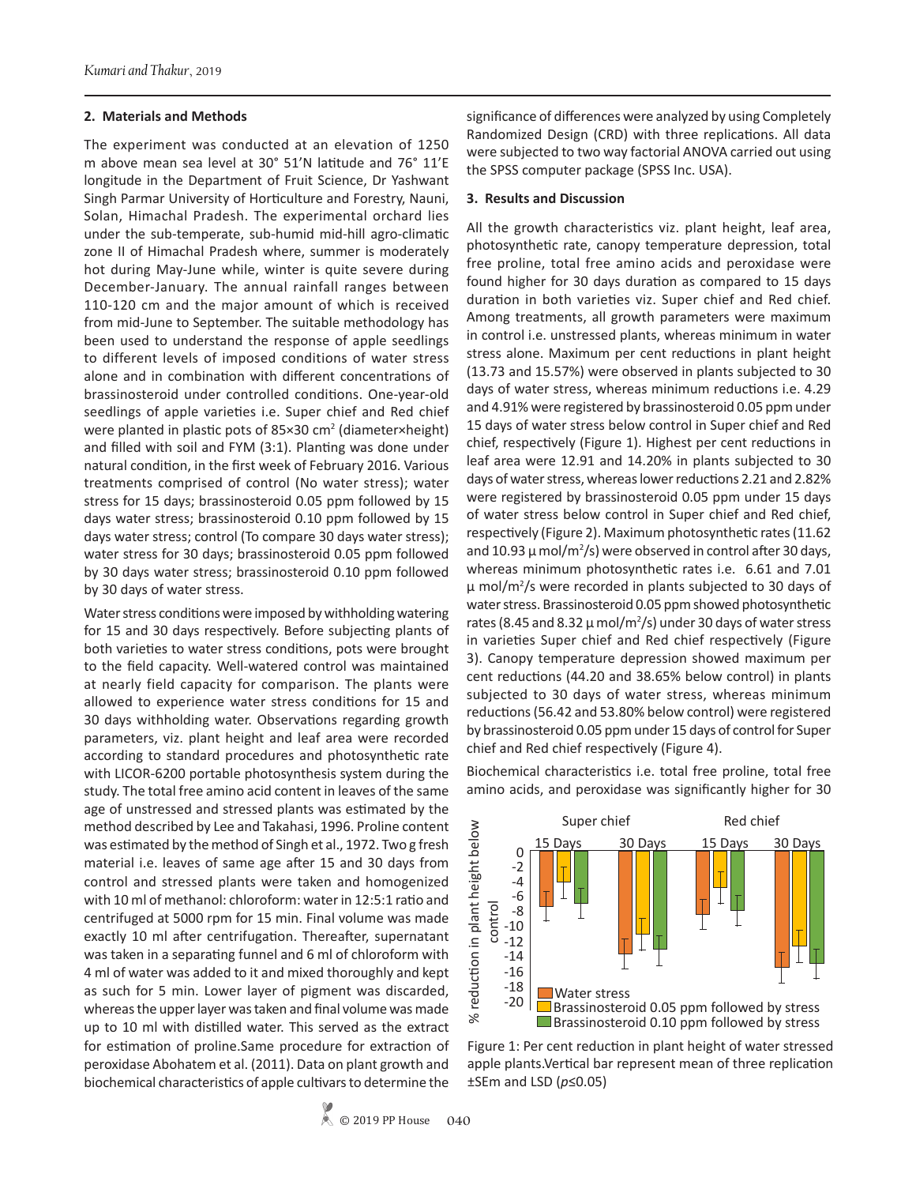## 2. Materials and Methods

The experiment was conducted at an elevation of 1250 m above mean sea level at 30° 51'N latitude and 76° 11'E longitude in the Department of Fruit Science, Dr Yashwant Singh Parmar University of Horticulture and Forestry, Nauni, Solan, Himachal Pradesh. The experimental orchard lies under the sub-temperate, sub-humid mid-hill agro-climatic zone II of Himachal Pradesh where, summer is moderately hot during May-June while, winter is quite severe during December-January. The annual rainfall ranges between 110-120 cm and the major amount of which is received from mid-June to September. The suitable methodology has been used to understand the response of apple seedlings to different levels of imposed conditions of water stress alone and in combination with different concentrations of brassinosteroid under controlled conditions. One-year-old seedlings of apple varieties i.e. Super chief and Red chief were planted in plastic pots of 85×30 $cm^2$ (diameter×height) and filled with soil and FYM (3:1). Planting was done under natural condition, in the first week of February 2016. Various treatments comprised of control (No water stress); water stress for 15 days; brassinosteroid 0.05 ppm followed by 15 days water stress; brassinosteroid 0.10 ppm followed by 15 days water stress; control (To compare 30 days water stress); water stress for 30 days; brassinosteroid 0.05 ppm followed by 30 days water stress; brassinosteroid 0.10 ppm followed by 30 days of water stress.

Water stress conditions were imposed by withholding watering for 15 and 30 days respectively. Before subjecting plants of both varieties to water stress conditions, pots were brought to the field capacity. Well-watered control was maintained at nearly field capacity for comparison. The plants were allowed to experience water stress conditions for 15 and 30 days withholding water. Observations regarding growth parameters, viz. plant height and leaf area were recorded according to standard procedures and photosynthetic rate with LICOR-6200 portable photosynthesis system during the study. The total free amino acid content in leaves of the same age of unstressed and stressed plants was estimated by the method described by Lee and Takahasi, 1996. Proline content was estimated by the method of Singh et al., 1972. Two g fresh material i.e. leaves of same age after 15 and 30 days from control and stressed plants were taken and homogenized with 10 ml of methanol: chloroform: water in 12:5:1 ratio and centrifuged at 5000 rpm for 15 min. Final volume was made exactly 10 ml after centrifugation. Thereafter, supernatant was taken in a separating funnel and 6 ml of chloroform with 4 ml of water was added to it and mixed thoroughly and kept as such for 5 min. Lower layer of pigment was discarded, whereas the upper layer was taken and final volume was made up to 10 ml with distilled water. This served as the extract for estimation of proline.Same procedure for extraction of peroxidase Abohatem et al. (2011). Data on plant growth and biochemical characteristics of apple cultivars to determine the significance of differences were analyzed by using Completely Randomized Design (CRD) with three replications. All data were subjected to two way factorial ANOVA carried out using the SPSS computer package (SPSS Inc. USA).

## 3. Results and Discussion

All the growth characteristics viz. plant height, leaf area, photosynthetic rate, canopy temperature depression, total free proline, total free amino acids and peroxidase were found higher for 30 days duration as compared to 15 days duration in both varieties viz. Super chief and Red chief. Among treatments, all growth parameters were maximum in control i.e. unstressed plants, whereas minimum in water stress alone. Maximum per cent reductions in plant height (13.73 and 15.57%) were observed in plants subjected to 30 days of water stress, whereas minimum reductions i.e. 4.29 and 4.91% were registered by brassinosteroid 0.05 ppm under 15 days of water stress below control in Super chief and Red chief, respectively (Figure 1). Highest per cent reductions in leaf area were 12.91 and 14.20% in plants subjected to 30 days of water stress, whereas lower reductions 2.21 and 2.82% were registered by brassinosteroid 0.05 ppm under 15 days of water stress below control in Super chief and Red chief, respectively (Figure 2). Maximum photosynthetic rates (11.62 and 10.93 µ mol/$m^2$/s) were observed in control after 30 days, whereas minimum photosynthetic rates i.e. 6.61 and 7.01 µ mol/$m^2$/s were recorded in plants subjected to 30 days of water stress. Brassinosteroid 0.05 ppm showed photosynthetic rates (8.45 and 8.32 µ mol/$m^2$/s) under 30 days of water stress in varieties Super chief and Red chief respectively (Figure 3). Canopy temperature depression showed maximum per cent reductions (44.20 and 38.65% below control) in plants subjected to 30 days of water stress, whereas minimum reductions (56.42 and 53.80% below control) were registered by brassinosteroid 0.05 ppm under 15 days of control for Super chief and Red chief respectively (Figure 4).

Biochemical characteristics i.e. total free proline, total free amino acids, and peroxidase was significantly higher for 30

Figure 1: Per cent reduction in plant height of water stressed apple plants.Vertical bar represent mean of three replication ±SEm and LSD ($p≤0.05$)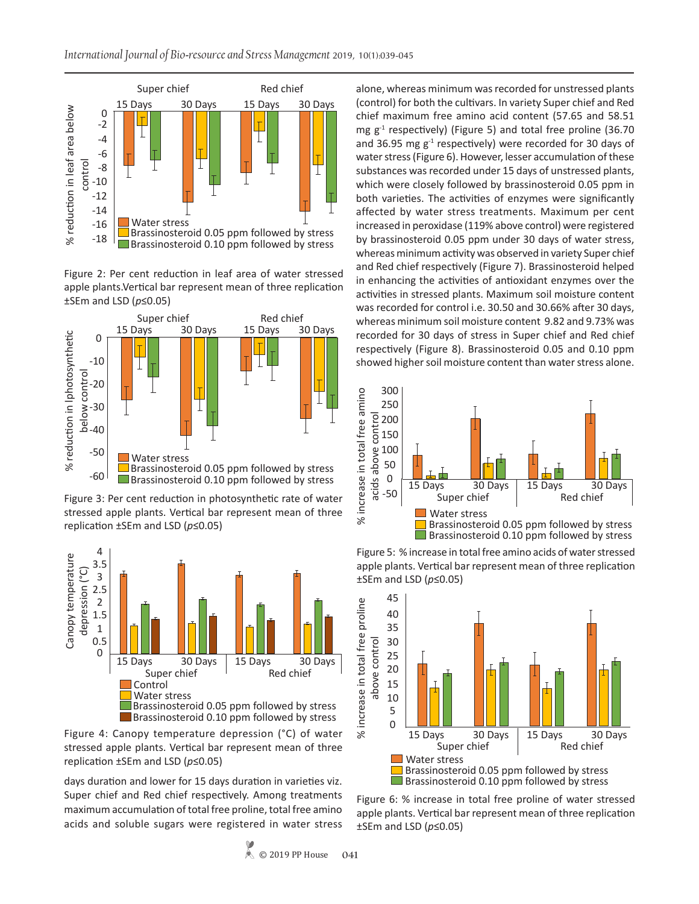Figure 2: Per cent reduction in leaf area of water stressed apple plants.Vertical bar represent mean of three replication ±SEm and LSD ($p$≤0.05)

Figure 3: Per cent reduction in photosynthetic rate of water stressed apple plants. Vertical bar represent mean of three replication ±SEm and LSD ($p$≤0.05)

Figure 4: Canopy temperature depression (°C) of water stressed apple plants. Vertical bar represent mean of three replication ±SEm and LSD ($p$≤0.05)

days duration and lower for 15 days duration in varieties viz. Super chief and Red chief respectively. Among treatments maximum accumulation of total free proline, total free amino acids and soluble sugars were registered in water stress alone, whereas minimum was recorded for unstressed plants (control) for both the cultivars. In variety Super chief and Red chief maximum free amino acid content (57.65 and 58.51 mg $g^{-1}$ respectively) (Figure 5) and total free proline (36.70 and 36.95 mg $g^{-1}$ respectively) were recorded for 30 days of water stress (Figure 6). However, lesser accumulation of these substances was recorded under 15 days of unstressed plants, which were closely followed by brassinosteroid 0.05 ppm in both varieties. The activities of enzymes were significantly affected by water stress treatments. Maximum per cent increased in peroxidase (119% above control) were registered by brassinosteroid 0.05 ppm under 30 days of water stress, whereas minimum activity was observed in variety Super chief and Red chief respectively (Figure 7). Brassinosteroid helped in enhancing the activities of antioxidant enzymes over the activities in stressed plants. Maximum soil moisture content was recorded for control i.e. 30.50 and 30.66% after 30 days, whereas minimum soil moisture content 9.82 and 9.73% was recorded for 30 days of stress in Super chief and Red chief respectively (Figure 8). Brassinosteroid 0.05 and 0.10 ppm showed higher soil moisture content than water stress alone.

Figure 5: % increase in total free amino acids of water stressed apple plants. Vertical bar represent mean of three replication ±SEm and LSD ($p$≤0.05)

Figure 6: % increase in total free proline of water stressed apple plants. Vertical bar represent mean of three replication ±SEm and LSD ($p$≤0.05)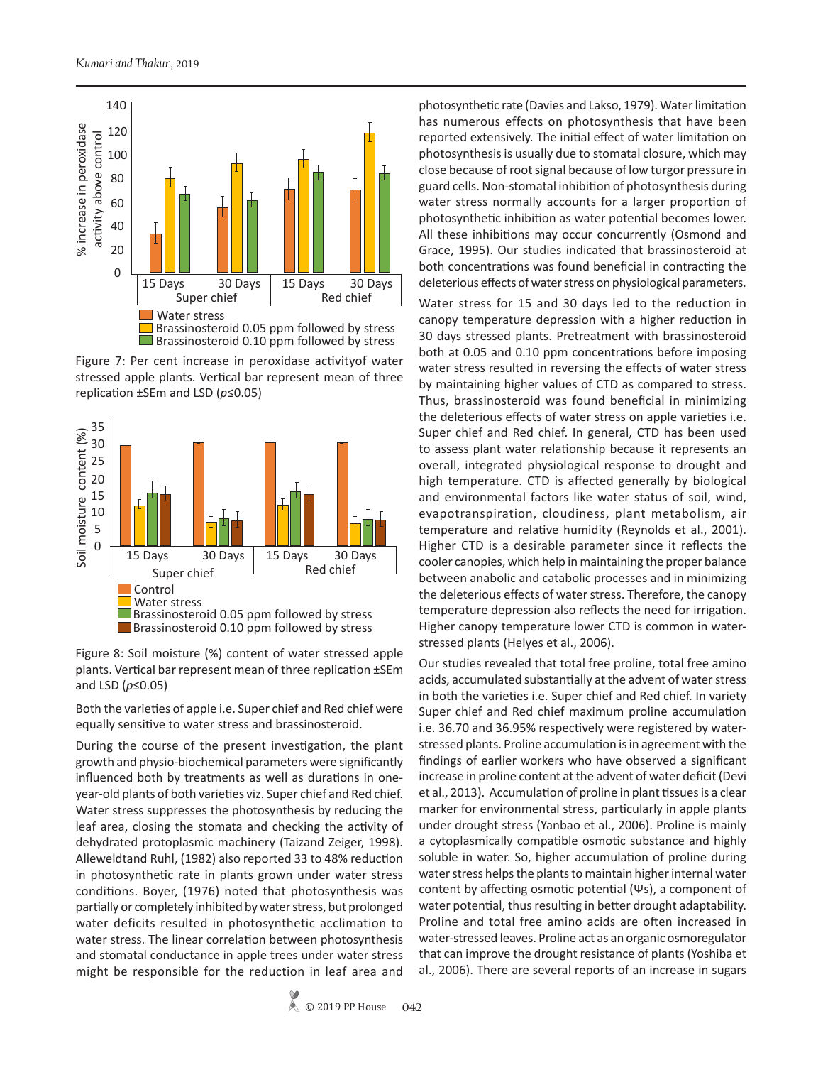Figure 7: Per cent increase in peroxidase activityof water stressed apple plants. Vertical bar represent mean of three replication ±SEm and LSD ($p$≤0.05)

Figure 8: Soil moisture (%) content of water stressed apple plants. Vertical bar represent mean of three replication ±SEm and LSD ($p$≤0.05)

Both the varieties of apple i.e. Super chief and Red chief were equally sensitive to water stress and brassinosteroid.

During the course of the present investigation, the plant growth and physio-biochemical parameters were significantly influenced both by treatments as well as durations in one-year-old plants of both varieties viz. Super chief and Red chief. Water stress suppresses the photosynthesis by reducing the leaf area, closing the stomata and checking the activity of dehydrated protoplasmic machinery (Taizand Zeiger, 1998). Alleweldtand Ruhl, (1982) also reported 33 to 48% reduction in photosynthetic rate in plants grown under water stress conditions. Boyer, (1976) noted that photosynthesis was partially or completely inhibited by water stress, but prolonged water deficits resulted in photosynthetic acclimation to water stress. The linear correlation between photosynthesis and stomatal conductance in apple trees under water stress might be responsible for the reduction in leaf area and photosynthetic rate (Davies and Lakso, 1979). Water limitation has numerous effects on photosynthesis that have been reported extensively. The initial effect of water limitation on photosynthesis is usually due to stomatal closure, which may close because of root signal because of low turgor pressure in guard cells. Non-stomatal inhibition of photosynthesis during water stress normally accounts for a larger proportion of photosynthetic inhibition as water potential becomes lower. All these inhibitions may occur concurrently (Osmond and Grace, 1995). Our studies indicated that brassinosteroid at both concentrations was found beneficial in contracting the deleterious effects of water stress on physiological parameters.

Water stress for 15 and 30 days led to the reduction in canopy temperature depression with a higher reduction in 30 days stressed plants. Pretreatment with brassinosteroid both at 0.05 and 0.10 ppm concentrations before imposing water stress resulted in reversing the effects of water stress by maintaining higher values of CTD as compared to stress. Thus, brassinosteroid was found beneficial in minimizing the deleterious effects of water stress on apple varieties i.e. Super chief and Red chief. In general, CTD has been used to assess plant water relationship because it represents an overall, integrated physiological response to drought and high temperature. CTD is affected generally by biological and environmental factors like water status of soil, wind, evapotranspiration, cloudiness, plant metabolism, air temperature and relative humidity (Reynolds et al., 2001). Higher CTD is a desirable parameter since it reflects the cooler canopies, which help in maintaining the proper balance between anabolic and catabolic processes and in minimizing the deleterious effects of water stress. Therefore, the canopy temperature depression also reflects the need for irrigation. Higher canopy temperature lower CTD is common in water-stressed plants (Helyes et al., 2006).

Our studies revealed that total free proline, total free amino acids, accumulated substantially at the advent of water stress in both the varieties i.e. Super chief and Red chief. In variety Super chief and Red chief maximum proline accumulation i.e. 36.70 and 36.95% respectively were registered by water-stressed plants. Proline accumulation is in agreement with the findings of earlier workers who have observed a significant increase in proline content at the advent of water deficit (Devi et al., 2013). Accumulation of proline in plant tissues is a clear marker for environmental stress, particularly in apple plants under drought stress (Yanbao et al., 2006). Proline is mainly a cytoplasmically compatible osmotic substance and highly soluble in water. So, higher accumulation of proline during water stress helps the plants to maintain higher internal water content by affecting osmotic potential ($\Psi s$), a component of water potential, thus resulting in better drought adaptability. Proline and total free amino acids are often increased in water-stressed leaves. Proline act as an organic osmoregulator that can improve the drought resistance of plants (Yoshiba et al., 2006). There are several reports of an increase in sugars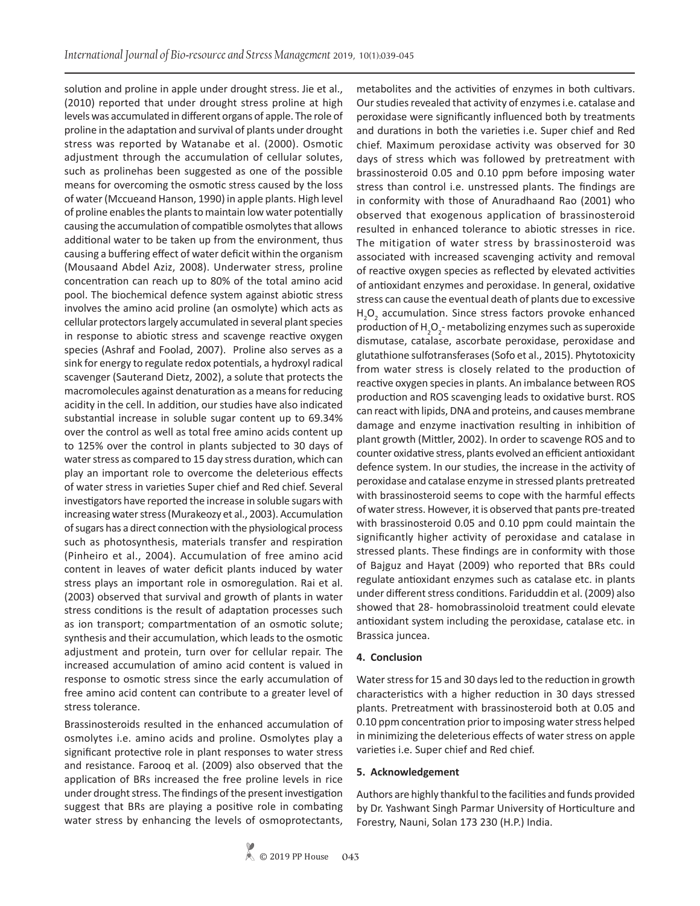solution and proline in apple under drought stress. Jie et al., (2010) reported that under drought stress proline at high levels was accumulated in different organs of apple. The role of proline in the adaptation and survival of plants under drought stress was reported by Watanabe et al. (2000). Osmotic adjustment through the accumulation of cellular solutes, such as prolinehas been suggested as one of the possible means for overcoming the osmotic stress caused by the loss of water (Mccueand Hanson, 1990) in apple plants. High level of proline enables the plants to maintain low water potentially causing the accumulation of compatible osmolytes that allows additional water to be taken up from the environment, thus causing a buffering effect of water deficit within the organism (Mousaand Abdel Aziz, 2008). Underwater stress, proline concentration can reach up to 80% of the total amino acid pool. The biochemical defence system against abiotic stress involves the amino acid proline (an osmolyte) which acts as cellular protectors largely accumulated in several plant species in response to abiotic stress and scavenge reactive oxygen species (Ashraf and Foolad, 2007). Proline also serves as a sink for energy to regulate redox potentials, a hydroxyl radical scavenger (Sauterand Dietz, 2002), a solute that protects the macromolecules against denaturation as a means for reducing acidity in the cell. In addition, our studies have also indicated substantial increase in soluble sugar content up to 69.34% over the control as well as total free amino acids content up to 125% over the control in plants subjected to 30 days of water stress as compared to 15 day stress duration, which can play an important role to overcome the deleterious effects of water stress in varieties Super chief and Red chief. Several investigators have reported the increase in soluble sugars with increasing water stress (Murakeozy et al., 2003). Accumulation of sugars has a direct connection with the physiological process such as photosynthesis, materials transfer and respiration (Pinheiro et al., 2004). Accumulation of free amino acid content in leaves of water deficit plants induced by water stress plays an important role in osmoregulation. Rai et al. (2003) observed that survival and growth of plants in water stress conditions is the result of adaptation processes such as ion transport; compartmentation of an osmotic solute; synthesis and their accumulation, which leads to the osmotic adjustment and protein, turn over for cellular repair. The increased accumulation of amino acid content is valued in response to osmotic stress since the early accumulation of free amino acid content can contribute to a greater level of stress tolerance.

Brassinosteroids resulted in the enhanced accumulation of osmolytes i.e. amino acids and proline. Osmolytes play a significant protective role in plant responses to water stress and resistance. Farooq et al. (2009) also observed that the application of BRs increased the free proline levels in rice under drought stress. The findings of the present investigation suggest that BRs are playing a positive role in combating water stress by enhancing the levels of osmoprotectants, metabolites and the activities of enzymes in both cultivars. Our studies revealed that activity of enzymes i.e. catalase and peroxidase were significantly influenced both by treatments and durations in both the varieties i.e. Super chief and Red chief. Maximum peroxidase activity was observed for 30 days of stress which was followed by pretreatment with brassinosteroid 0.05 and 0.10 ppm before imposing water stress than control i.e. unstressed plants. The findings are in conformity with those of Anuradhaand Rao (2001) who observed that exogenous application of brassinosteroid resulted in enhanced tolerance to abiotic stresses in rice. The mitigation of water stress by brassinosteroid was associated with increased scavenging activity and removal of reactive oxygen species as reflected by elevated activities of antioxidant enzymes and peroxidase. In general, oxidative stress can cause the eventual death of plants due to excessive $H_2O_2$ accumulation. Since stress factors provoke enhanced production of $H_2O_2$- metabolizing enzymes such as superoxide dismutase, catalase, ascorbate peroxidase, peroxidase and glutathione sulfotransferases (Sofo et al., 2015). Phytotoxicity from water stress is closely related to the production of reactive oxygen species in plants. An imbalance between ROS production and ROS scavenging leads to oxidative burst. ROS can react with lipids, DNA and proteins, and causes membrane damage and enzyme inactivation resulting in inhibition of plant growth (Mittler, 2002). In order to scavenge ROS and to counter oxidative stress, plants evolved an efficient antioxidant defence system. In our studies, the increase in the activity of peroxidase and catalase enzyme in stressed plants pretreated with brassinosteroid seems to cope with the harmful effects of water stress. However, it is observed that pants pre-treated with brassinosteroid 0.05 and 0.10 ppm could maintain the significantly higher activity of peroxidase and catalase in stressed plants. These findings are in conformity with those of Bajguz and Hayat (2009) who reported that BRs could regulate antioxidant enzymes such as catalase etc. in plants under different stress conditions. Fariduddin et al. (2009) also showed that 28- homobrassinoloid treatment could elevate antioxidant system including the peroxidase, catalase etc. in Brassica juncea.

## 4. Conclusion

Water stress for 15 and 30 days led to the reduction in growth characteristics with a higher reduction in 30 days stressed plants. Pretreatment with brassinosteroid both at 0.05 and 0.10 ppm concentration prior to imposing water stress helped in minimizing the deleterious effects of water stress on apple varieties i.e. Super chief and Red chief.

## 5. Acknowledgement

Authors are highly thankful to the facilities and funds provided by Dr. Yashwant Singh Parmar University of Horticulture and Forestry, Nauni, Solan 173 230 (H.P.) India.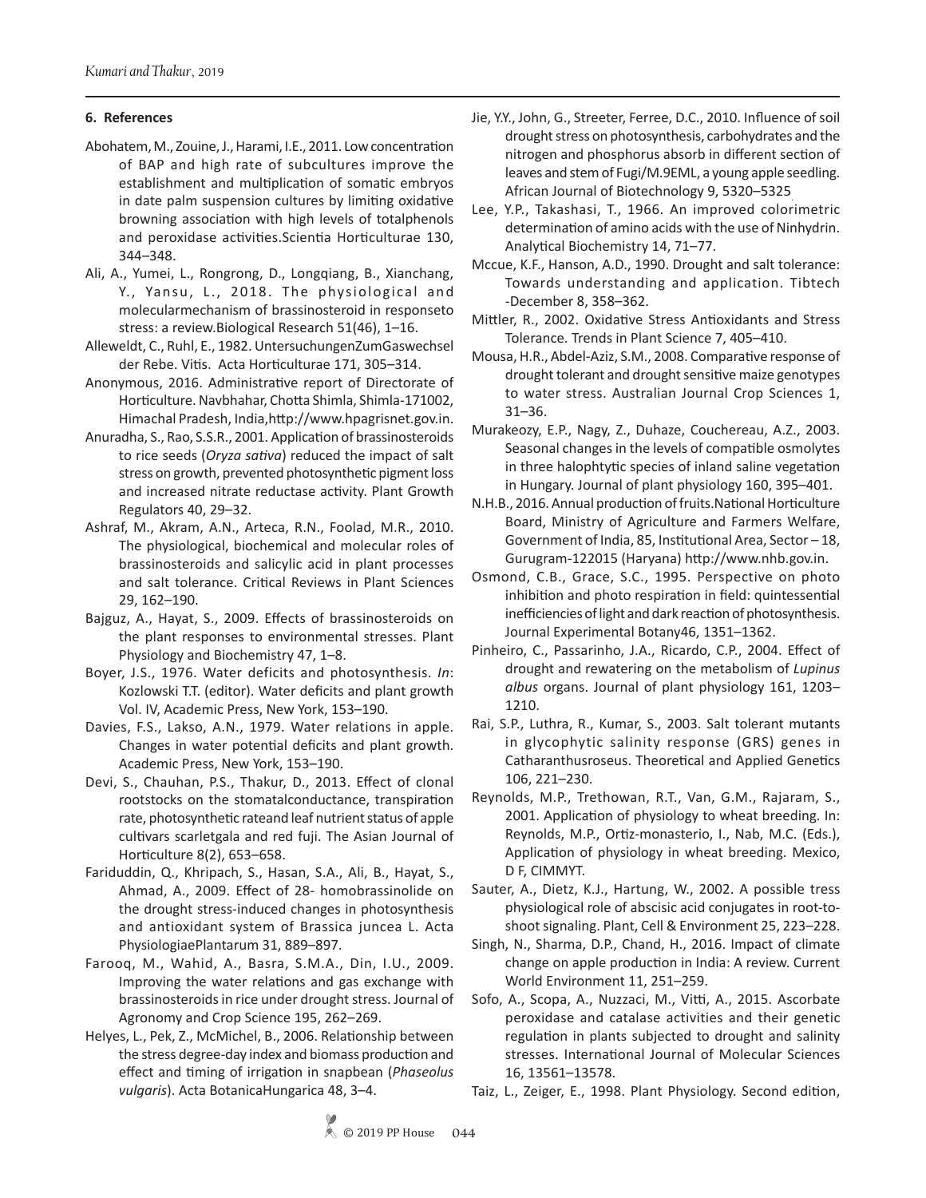## 6. References

Abohatem, M., Zouine, J., Harami, I.E., 2011. Low concentration of BAP and high rate of subcultures improve the establishment and multiplication of somatic embryos in date palm suspension cultures by limiting oxidative browning association with high levels of totalphenols and peroxidase activities.Scientia Horticulturae 130, 344–348.

Ali, A., Yumei, L., Rongrong, D., Longqiang, B., Xianchang, Y., Yansu, L., 2018. The physiological and molecularmechanism of brassinosteroid in responseto stress: a review.Biological Research 51(46), 1–16.

Alleweldt, C., Ruhl, E., 1982. UntersuchungenZumGaswechsel der Rebe. Vitis. Acta Horticulturae 171, 305–314.

Anonymous, 2016. Administrative report of Directorate of Horticulture. Navbhahar, Chotta Shimla, Shimla-171002, Himachal Pradesh, India,http://www.hpagrisnet.gov.in.

Anuradha, S., Rao, S.S.R., 2001. Application of brassinosteroids to rice seeds (*Oryza sativa*) reduced the impact of salt stress on growth, prevented photosynthetic pigment loss and increased nitrate reductase activity. Plant Growth Regulators 40, 29–32.

Ashraf, M., Akram, A.N., Arteca, R.N., Foolad, M.R., 2010. The physiological, biochemical and molecular roles of brassinosteroids and salicylic acid in plant processes and salt tolerance. Critical Reviews in Plant Sciences 29, 162–190.

Bajguz, A., Hayat, S., 2009. Effects of brassinosteroids on the plant responses to environmental stresses. Plant Physiology and Biochemistry 47, 1–8.

Boyer, J.S., 1976. Water deficits and photosynthesis. *In*: Kozlowski T.T. (editor). Water deficits and plant growth Vol. IV, Academic Press, New York, 153–190.

Davies, F.S., Lakso, A.N., 1979. Water relations in apple. Changes in water potential deficits and plant growth. Academic Press, New York, 153–190.

Devi, S., Chauhan, P.S., Thakur, D., 2013. Effect of clonal rootstocks on the stomatalconductance, transpiration rate, photosynthetic rateand leaf nutrient status of apple cultivars scarletgala and red fuji. The Asian Journal of Horticulture 8(2), 653–658.

Fariduddin, Q., Khripach, S., Hasan, S.A., Ali, B., Hayat, S., Ahmad, A., 2009. Effect of 28- homobrassinolide on the drought stress-induced changes in photosynthesis and antioxidant system of Brassica juncea L. Acta PhysiologiaePlantarum 31, 889–897.

Farooq, M., Wahid, A., Basra, S.M.A., Din, I.U., 2009. Improving the water relations and gas exchange with brassinosteroids in rice under drought stress. Journal of Agronomy and Crop Science 195, 262–269.

Helyes, L., Pek, Z., McMichel, B., 2006. Relationship between the stress degree-day index and biomass production and effect and timing of irrigation in snapbean (*Phaseolus vulgaris*). Acta BotanicaHungarica 48, 3–4.

Jie, Y.Y., John, G., Streeter, Ferree, D.C., 2010. Influence of soil drought stress on photosynthesis, carbohydrates and the nitrogen and phosphorus absorb in different section of leaves and stem of Fugi/M.9EML, a young apple seedling. African Journal of Biotechnology 9, 5320–5325

Lee, Y.P., Takashasi, T., 1966. An improved colorimetric determination of amino acids with the use of Ninhydrin. Analytical Biochemistry 14, 71–77.

Mccue, K.F., Hanson, A.D., 1990. Drought and salt tolerance: Towards understanding and application. Tibtech -December 8, 358–362.

Mittler, R., 2002. Oxidative Stress Antioxidants and Stress Tolerance. Trends in Plant Science 7, 405–410.

Mousa, H.R., Abdel-Aziz, S.M., 2008. Comparative response of drought tolerant and drought sensitive maize genotypes to water stress. Australian Journal Crop Sciences 1, 31–36.

Murakeozy, E.P., Nagy, Z., Duhaze, Couchereau, A.Z., 2003. Seasonal changes in the levels of compatible osmolytes in three halophtytic species of inland saline vegetation in Hungary. Journal of plant physiology 160, 395–401.

N.H.B., 2016. Annual production of fruits.National Horticulture Board, Ministry of Agriculture and Farmers Welfare, Government of India, 85, Institutional Area, Sector – 18, Gurugram-122015 (Haryana) http://www.nhb.gov.in.

Osmond, C.B., Grace, S.C., 1995. Perspective on photo inhibition and photo respiration in field: quintessential inefficiencies of light and dark reaction of photosynthesis. Journal Experimental Botany46, 1351–1362.

Pinheiro, C., Passarinho, J.A., Ricardo, C.P., 2004. Effect of drought and rewatering on the metabolism of *Lupinus albus* organs. Journal of plant physiology 161, 1203–1210.

Rai, S.P., Luthra, R., Kumar, S., 2003. Salt tolerant mutants in glycophytic salinity response (GRS) genes in Catharanthusroseus. Theoretical and Applied Genetics 106, 221–230.

Reynolds, M.P., Trethowan, R.T., Van, G.M., Rajaram, S., 2001. Application of physiology to wheat breeding. In: Reynolds, M.P., Ortiz-monasterio, I., Nab, M.C. (Eds.), Application of physiology in wheat breeding. Mexico, D F, CIMMYT.

Sauter, A., Dietz, K.J., Hartung, W., 2002. A possible tress physiological role of abscisic acid conjugates in root-to-shoot signaling. Plant, Cell & Environment 25, 223–228.

Singh, N., Sharma, D.P., Chand, H., 2016. Impact of climate change on apple production in India: A review. Current World Environment 11, 251–259.

Sofo, A., Scopa, A., Nuzzaci, M., Vitti, A., 2015. Ascorbate peroxidase and catalase activities and their genetic regulation in plants subjected to drought and salinity stresses. International Journal of Molecular Sciences 16, 13561–13578.

Taiz, L., Zeiger, E., 1998. Plant Physiology. Second edition,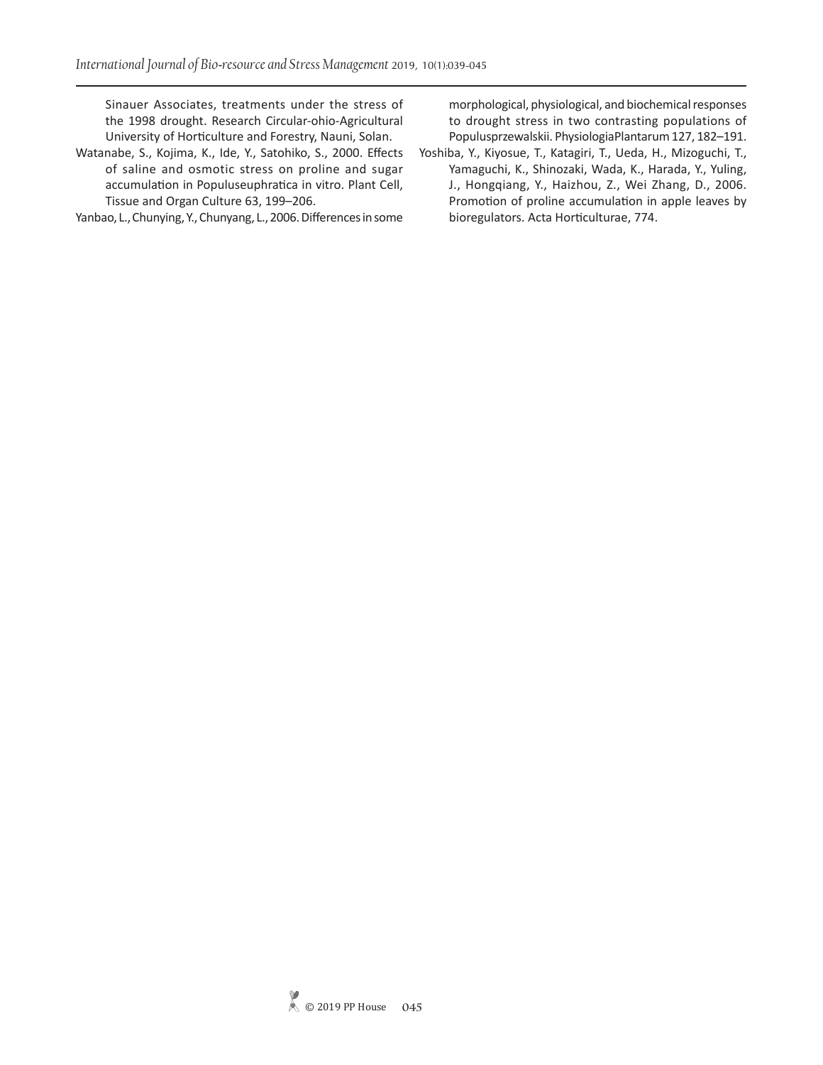Sinauer Associates, treatments under the stress of the 1998 drought. Research Circular-ohio-Agricultural University of Horticulture and Forestry, Nauni, Solan.

Watanabe, S., Kojima, K., Ide, Y., Satohiko, S., 2000. Effects of saline and osmotic stress on proline and sugar accumulation in Populuseuphratica in vitro. Plant Cell, Tissue and Organ Culture 63, 199–206.

Yanbao, L., Chunying, Y., Chunyang, L., 2006. Differences in some morphological, physiological, and biochemical responses to drought stress in two contrasting populations of Populusprzewalskii. PhysiologiaPlantarum 127, 182–191.

Yoshiba, Y., Kiyosue, T., Katagiri, T., Ueda, H., Mizoguchi, T., Yamaguchi, K., Shinozaki, Wada, K., Harada, Y., Yuling, J., Hongqiang, Y., Haizhou, Z., Wei Zhang, D., 2006. Promotion of proline accumulation in apple leaves by bioregulators. Acta Horticulturae, 774.